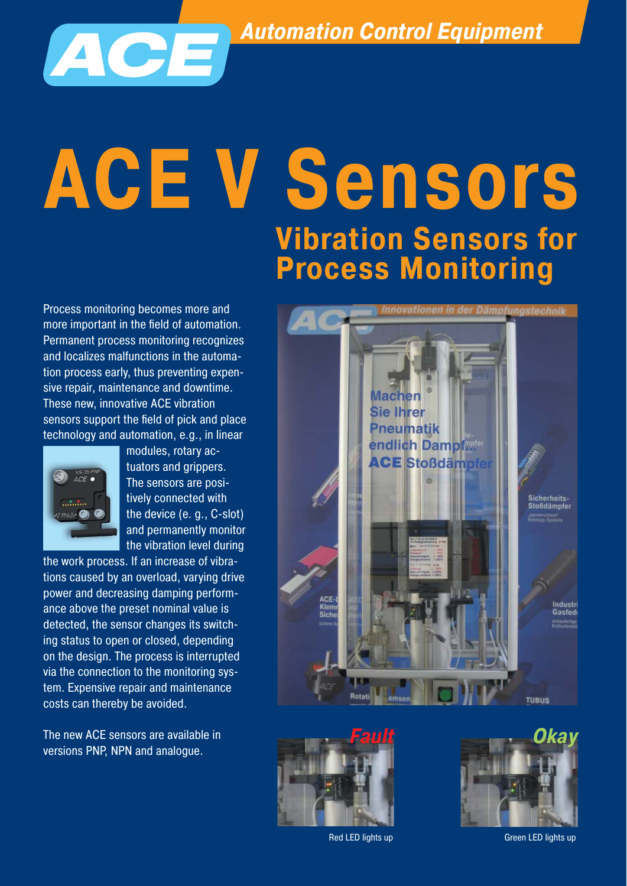ACE

*Automation Control Equipment*

# ACE V Sensors

## Vibration Sensors for Process Monitoring

Process monitoring becomes more and more important in the field of automation. Permanent process monitoring recognizes and localizes malfunctions in the automation process early, thus preventing expensive repair, maintenance and downtime. These new, innovative ACE vibration sensors support the field of pick and place technology and automation, e.g., in linear modules, rotary actuators and grippers. The sensors are positively connected with the device (e. g., C-slot) and permanently monitor the vibration level during the work process. If an increase of vibrations caused by an overload, varying drive power and decreasing damping performance above the preset nominal value is detected, the sensor changes its switching status to open or closed, depending on the design. The process is interrupted via the connection to the monitoring system. Expensive repair and maintenance costs can thereby be avoided.

The new ACE sensors are available in versions PNP, NPN and analogue.

*Fault*

Red LED lights up

*Okay*

Green LED lights up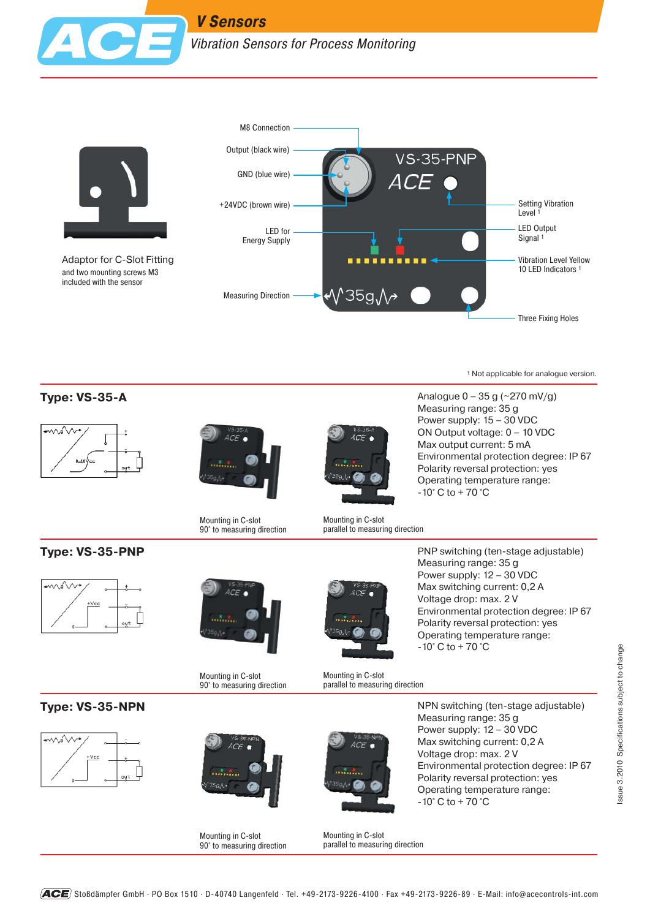# V Sensors

*Vibration Sensors for Process Monitoring*

M8 Connection

Output (black wire)

GND (blue wire)

+24VDC (brown wire)

LED for Energy Supply

Measuring Direction

Setting Vibration Level [1]

LED Output Signal [1]

Vibration Level Yellow 10 LED Indicators [1]

Three Fixing Holes

Adaptor for C-Slot Fitting

and two mounting screws M3 included with the sensor

[1] Not applicable for analogue version.

## Type: VS-35-A

Mounting in C-slot
90° to measuring direction

Mounting in C-slot
parallel to measuring direction

Analogue 0 – 35 g (~270 mV/g)
Measuring range: 35 g
Power supply: 15 – 30 VDC
ON Output voltage: 0 – 10 VDC
Max output current: 5 mA
Environmental protection degree: IP 67
Polarity reversal protection: yes
Operating temperature range:
-10° C to + 70 °C

## Type: VS-35-PNP

Mounting in C-slot
90° to measuring direction

Mounting in C-slot
parallel to measuring direction

PNP switching (ten-stage adjustable)
Measuring range: 35 g
Power supply: 12 – 30 VDC
Max switching current: 0,2 A
Voltage drop: max. 2 V
Environmental protection degree: IP 67
Polarity reversal protection: yes
Operating temperature range:
-10° C to + 70 °C

## Type: VS-35-NPN

Mounting in C-slot
90° to measuring direction

Mounting in C-slot
parallel to measuring direction

NPN switching (ten-stage adjustable)
Measuring range: 35 g
Power supply: 12 – 30 VDC
Max switching current: 0,2 A
Voltage drop: max. 2 V
Environmental protection degree: IP 67
Polarity reversal protection: yes
Operating temperature range:
-10° C to + 70 °C

Issue 3.2010 Specifications subject to change

ACE Stoßdämpfer GmbH · PO Box 1510 · D-40740 Langenfeld · Tel. +49-2173-9226-4100 · Fax +49-2173-9226-89 · E-Mail: info@acecontrols-int.com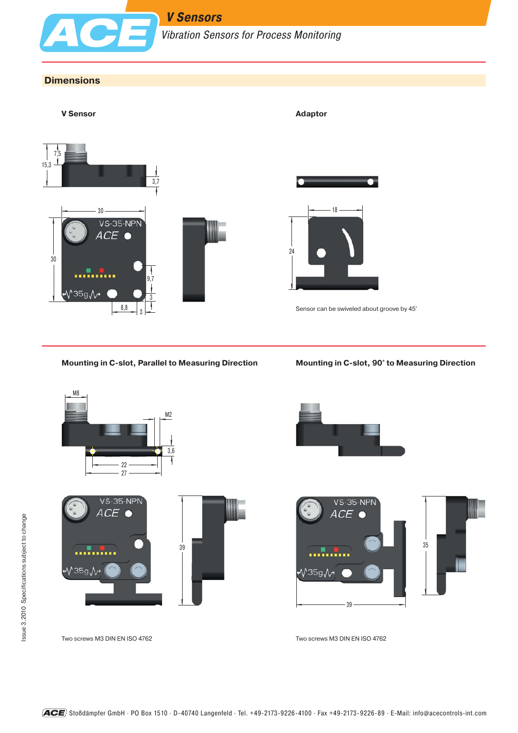## Dimensions

### V Sensor

### Adaptor

Sensor can be swiveled about groove by 45°

### Mounting in C-slot, Parallel to Measuring Direction

Two screws M3 DIN EN ISO 4762

### Mounting in C-slot, 90° to Measuring Direction

Two screws M3 DIN EN ISO 4762

Issue 3.2010 Specifications subject to change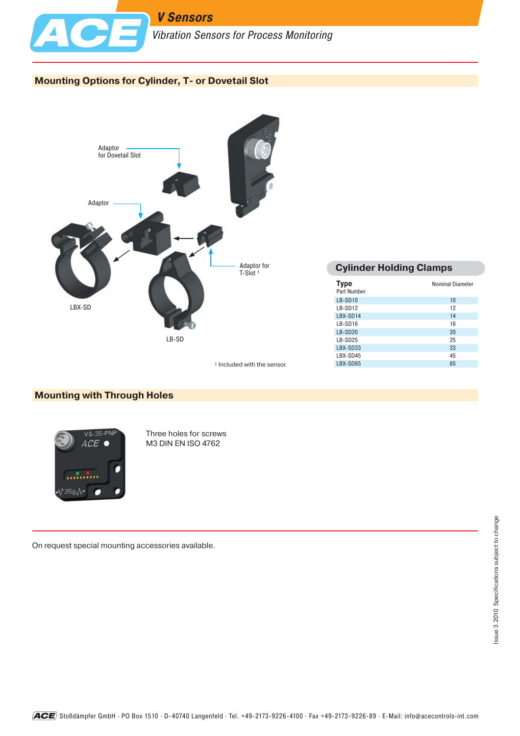# V Sensors

*Vibration Sensors for Process Monitoring*

## Mounting Options for Cylinder, T- or Dovetail Slot

Adaptor for Dovetail Slot

Adaptor

Adaptor for T-Slot [1]

LBX-SD

LB-SD

[1] Included with the sensor.

### Cylinder Holding Clamps

| **Type** Part Number | Nominal Diameter |
|---|---|
| LB-SD10 | 10 |
| LB-SD12 | 12 |
| LBX-SD14 | 14 |
| LB-SD16 | 16 |
| LB-SD20 | 20 |
| LB-SD25 | 25 |
| LBX-SD33 | 33 |
| LBX-SD45 | 45 |
| LBX-SD65 | 65 |

## Mounting with Through Holes

Three holes for screws
M3 DIN EN ISO 4762

On request special mounting accessories available.

Issue 3.2010 Specifications subject to change

ACE Stoßdämpfer GmbH · PO Box 1510 · D-40740 Langenfeld · Tel. +49-2173-9226-4100 · Fax +49-2173-9226-89 · E-Mail: info@acecontrols-int.com